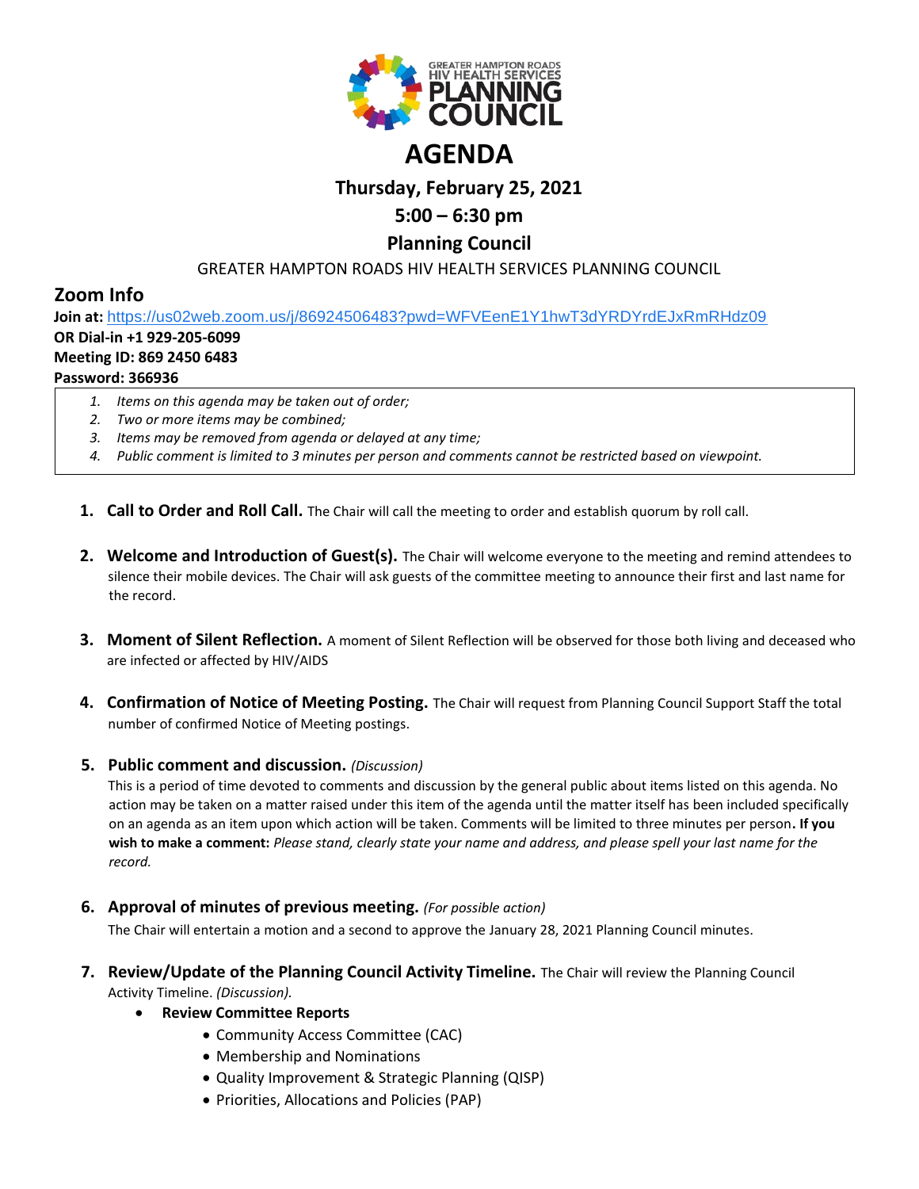# AGENDA

## Thursday, February 25, 2021

## 5:00 – 6:30 pm

## Planning Council

GREATER HAMPTON ROADS HIV HEALTH SERVICES PLANNING COUNCIL

## Zoom Info

**Join at:** https://us02web.zoom.us/j/86924506483?pwd=WFVEenE1Y1hwT3dYRDYrdEJxRmRHdz09
**OR Dial-in +1 929-205-6099**
**Meeting ID: 869 2450 6483**
**Password: 366936**

1. *Items on this agenda may be taken out of order;*
2. *Two or more items may be combined;*
3. *Items may be removed from agenda or delayed at any time;*
4. *Public comment is limited to 3 minutes per person and comments cannot be restricted based on viewpoint.*

1. **Call to Order and Roll Call.** The Chair will call the meeting to order and establish quorum by roll call.

2. **Welcome and Introduction of Guest(s).** The Chair will welcome everyone to the meeting and remind attendees to silence their mobile devices. The Chair will ask guests of the committee meeting to announce their first and last name for the record.

3. **Moment of Silent Reflection.** A moment of Silent Reflection will be observed for those both living and deceased who are infected or affected by HIV/AIDS

4. **Confirmation of Notice of Meeting Posting.** The Chair will request from Planning Council Support Staff the total number of confirmed Notice of Meeting postings.

5. **Public comment and discussion.** *(Discussion)*
   This is a period of time devoted to comments and discussion by the general public about items listed on this agenda. No action may be taken on a matter raised under this item of the agenda until the matter itself has been included specifically on an agenda as an item upon which action will be taken. Comments will be limited to three minutes per person**. If you wish to make a comment:** *Please stand, clearly state your name and address, and please spell your last name for the record.*

6. **Approval of minutes of previous meeting.** *(For possible action)*
   The Chair will entertain a motion and a second to approve the January 28, 2021 Planning Council minutes.

7. **Review/Update of the Planning Council Activity Timeline.** The Chair will review the Planning Council Activity Timeline. *(Discussion).*
   - **Review Committee Reports**
     - Community Access Committee (CAC)
     - Membership and Nominations
     - Quality Improvement & Strategic Planning (QISP)
     - Priorities, Allocations and Policies (PAP)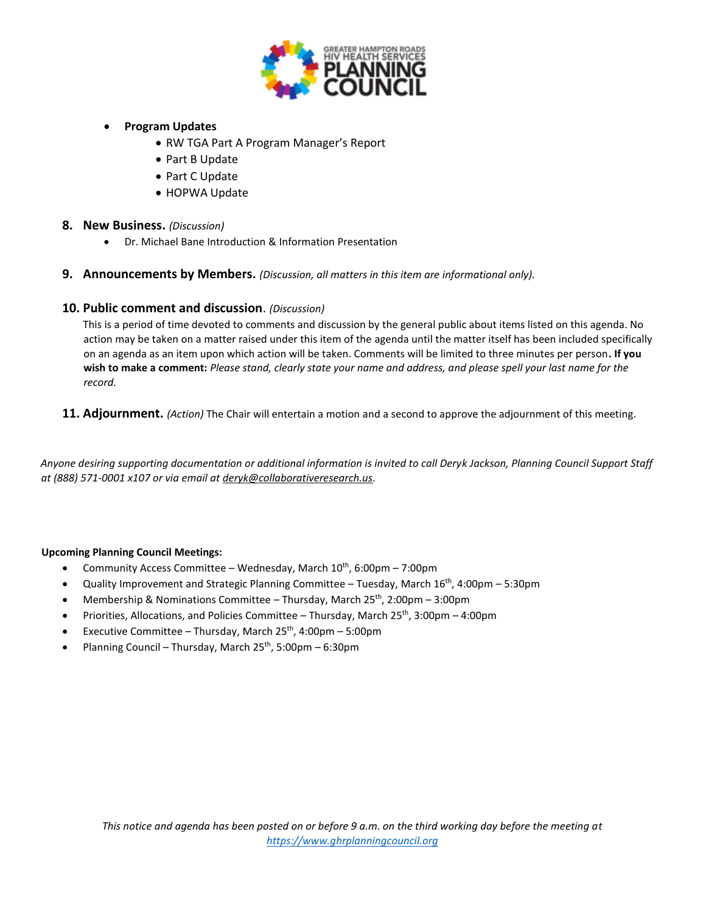- **Program Updates**
  - RW TGA Part A Program Manager's Report
  - Part B Update
  - Part C Update
  - HOPWA Update

8. **New Business.** *(Discussion)*
   - Dr. Michael Bane Introduction & Information Presentation

9. **Announcements by Members.** *(Discussion, all matters in this item are informational only).*

10. **Public comment and discussion**. *(Discussion)*
    This is a period of time devoted to comments and discussion by the general public about items listed on this agenda. No action may be taken on a matter raised under this item of the agenda until the matter itself has been included specifically on an agenda as an item upon which action will be taken. Comments will be limited to three minutes per person**. If you wish to make a comment:** *Please stand, clearly state your name and address, and please spell your last name for the record.*

11. **Adjournment.** *(Action)* The Chair will entertain a motion and a second to approve the adjournment of this meeting.

*Anyone desiring supporting documentation or additional information is invited to call Deryk Jackson, Planning Council Support Staff at (888) 571-0001 x107 or via email at deryk@collaborativeresearch.us.*

**Upcoming Planning Council Meetings:**

- Community Access Committee – Wednesday, March 10th, 6:00pm – 7:00pm
- Quality Improvement and Strategic Planning Committee – Tuesday, March 16th, 4:00pm – 5:30pm
- Membership & Nominations Committee – Thursday, March 25th, 2:00pm – 3:00pm
- Priorities, Allocations, and Policies Committee – Thursday, March 25th, 3:00pm – 4:00pm
- Executive Committee – Thursday, March 25th, 4:00pm – 5:00pm
- Planning Council – Thursday, March 25th, 5:00pm – 6:30pm

*This notice and agenda has been posted on or before 9 a.m. on the third working day before the meeting at https://www.ghrplanningcouncil.org*